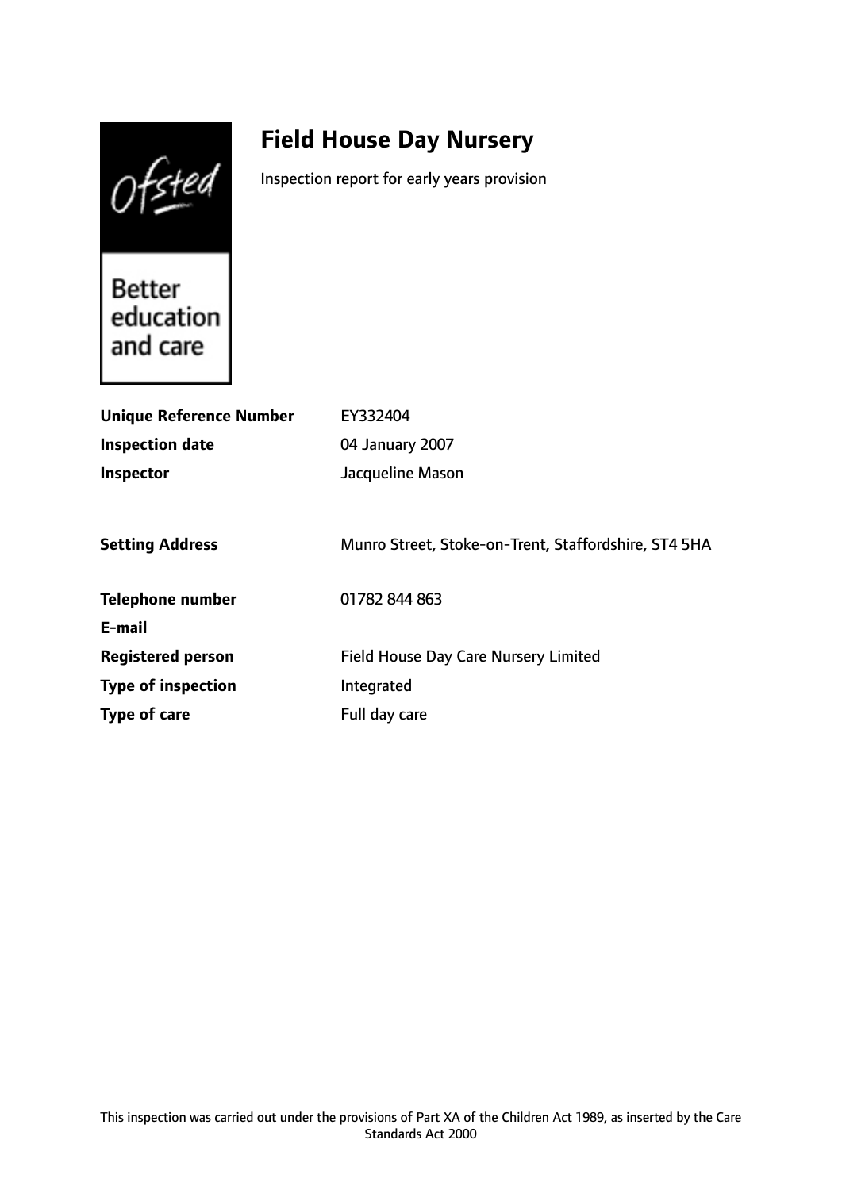# Field House Day Nursery

Inspection report for early years provision

| | |
|---|---|
| **Unique Reference Number** | EY332404 |
| **Inspection date** | 04 January 2007 |
| **Inspector** | Jacqueline Mason |
| **Setting Address** | Munro Street, Stoke-on-Trent, Staffordshire, ST4 5HA |
| **Telephone number** | 01782 844 863 |
| **E-mail** | |
| **Registered person** | Field House Day Care Nursery Limited |
| **Type of inspection** | Integrated |
| **Type of care** | Full day care |

This inspection was carried out under the provisions of Part XA of the Children Act 1989, as inserted by the Care Standards Act 2000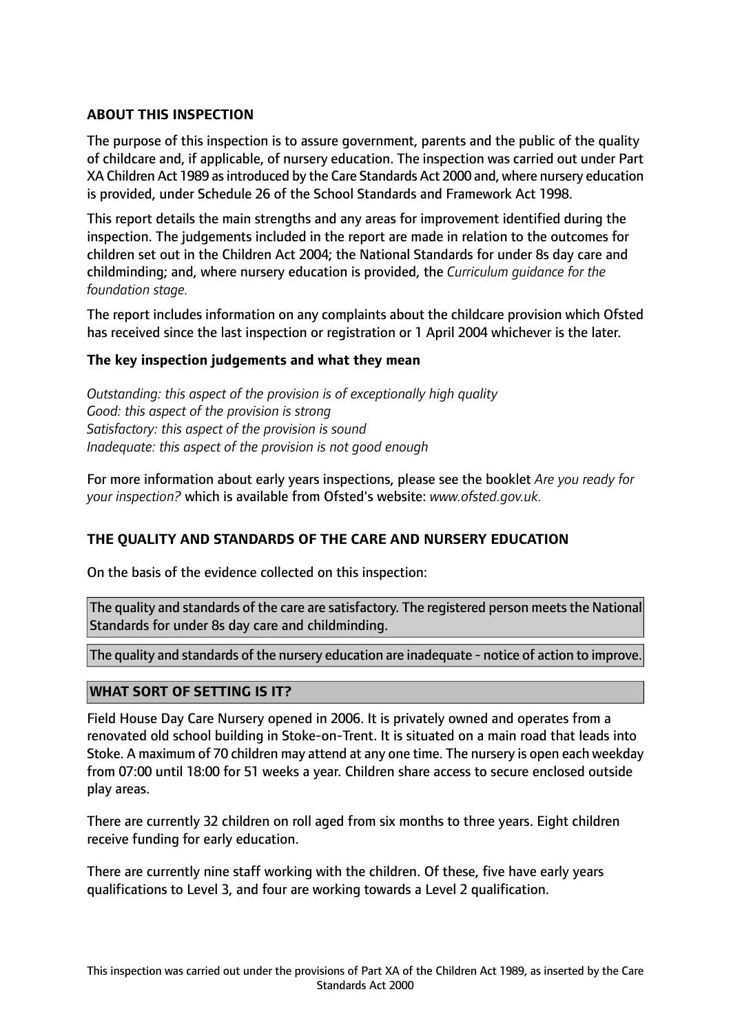**ABOUT THIS INSPECTION**

The purpose of this inspection is to assure government, parents and the public of the quality of childcare and, if applicable, of nursery education. The inspection was carried out under Part XA Children Act 1989 as introduced by the Care Standards Act 2000 and, where nursery education is provided, under Schedule 26 of the School Standards and Framework Act 1998.

This report details the main strengths and any areas for improvement identified during the inspection. The judgements included in the report are made in relation to the outcomes for children set out in the Children Act 2004; the National Standards for under 8s day care and childminding; and, where nursery education is provided, the *Curriculum guidance for the foundation stage.*

The report includes information on any complaints about the childcare provision which Ofsted has received since the last inspection or registration or 1 April 2004 whichever is the later.

**The key inspection judgements and what they mean**

*Outstanding: this aspect of the provision is of exceptionally high quality*
*Good: this aspect of the provision is strong*
*Satisfactory: this aspect of the provision is sound*
*Inadequate: this aspect of the provision is not good enough*

For more information about early years inspections, please see the booklet *Are you ready for your inspection?* which is available from Ofsted's website: *www.ofsted.gov.uk.*

**THE QUALITY AND STANDARDS OF THE CARE AND NURSERY EDUCATION**

On the basis of the evidence collected on this inspection:

The quality and standards of the care are satisfactory. The registered person meets the National Standards for under 8s day care and childminding.

The quality and standards of the nursery education are inadequate - notice of action to improve.

**WHAT SORT OF SETTING IS IT?**

Field House Day Care Nursery opened in 2006. It is privately owned and operates from a renovated old school building in Stoke-on-Trent. It is situated on a main road that leads into Stoke. A maximum of 70 children may attend at any one time. The nursery is open each weekday from 07:00 until 18:00 for 51 weeks a year. Children share access to secure enclosed outside play areas.

There are currently 32 children on roll aged from six months to three years. Eight children receive funding for early education.

There are currently nine staff working with the children. Of these, five have early years qualifications to Level 3, and four are working towards a Level 2 qualification.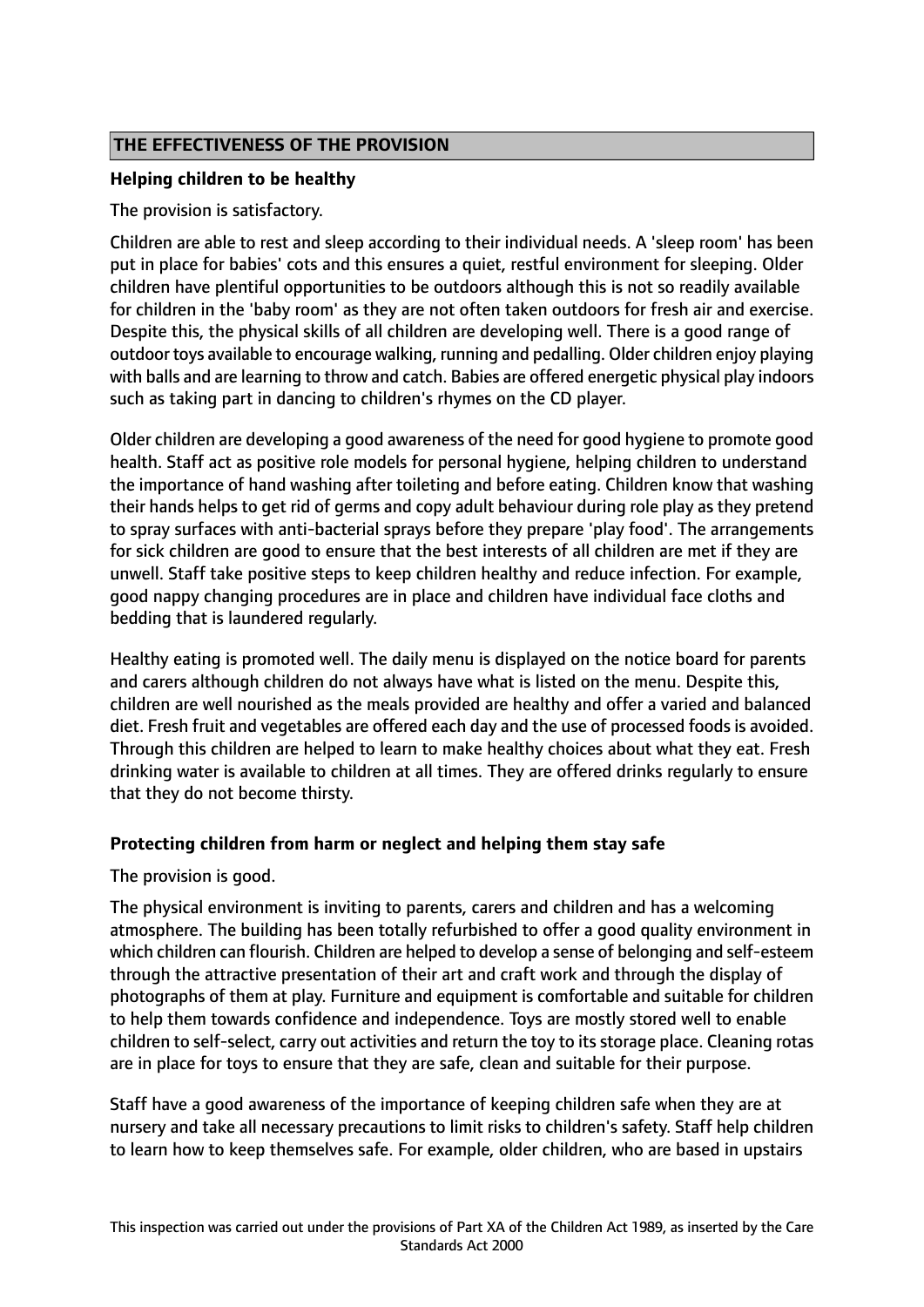## THE EFFECTIVENESS OF THE PROVISION

### Helping children to be healthy

The provision is satisfactory.

Children are able to rest and sleep according to their individual needs. A 'sleep room' has been put in place for babies' cots and this ensures a quiet, restful environment for sleeping. Older children have plentiful opportunities to be outdoors although this is not so readily available for children in the 'baby room' as they are not often taken outdoors for fresh air and exercise. Despite this, the physical skills of all children are developing well. There is a good range of outdoor toys available to encourage walking, running and pedalling. Older children enjoy playing with balls and are learning to throw and catch. Babies are offered energetic physical play indoors such as taking part in dancing to children's rhymes on the CD player.

Older children are developing a good awareness of the need for good hygiene to promote good health. Staff act as positive role models for personal hygiene, helping children to understand the importance of hand washing after toileting and before eating. Children know that washing their hands helps to get rid of germs and copy adult behaviour during role play as they pretend to spray surfaces with anti-bacterial sprays before they prepare 'play food'. The arrangements for sick children are good to ensure that the best interests of all children are met if they are unwell. Staff take positive steps to keep children healthy and reduce infection. For example, good nappy changing procedures are in place and children have individual face cloths and bedding that is laundered regularly.

Healthy eating is promoted well. The daily menu is displayed on the notice board for parents and carers although children do not always have what is listed on the menu. Despite this, children are well nourished as the meals provided are healthy and offer a varied and balanced diet. Fresh fruit and vegetables are offered each day and the use of processed foods is avoided. Through this children are helped to learn to make healthy choices about what they eat. Fresh drinking water is available to children at all times. They are offered drinks regularly to ensure that they do not become thirsty.

### Protecting children from harm or neglect and helping them stay safe

The provision is good.

The physical environment is inviting to parents, carers and children and has a welcoming atmosphere. The building has been totally refurbished to offer a good quality environment in which children can flourish. Children are helped to develop a sense of belonging and self-esteem through the attractive presentation of their art and craft work and through the display of photographs of them at play. Furniture and equipment is comfortable and suitable for children to help them towards confidence and independence. Toys are mostly stored well to enable children to self-select, carry out activities and return the toy to its storage place. Cleaning rotas are in place for toys to ensure that they are safe, clean and suitable for their purpose.

Staff have a good awareness of the importance of keeping children safe when they are at nursery and take all necessary precautions to limit risks to children's safety. Staff help children to learn how to keep themselves safe. For example, older children, who are based in upstairs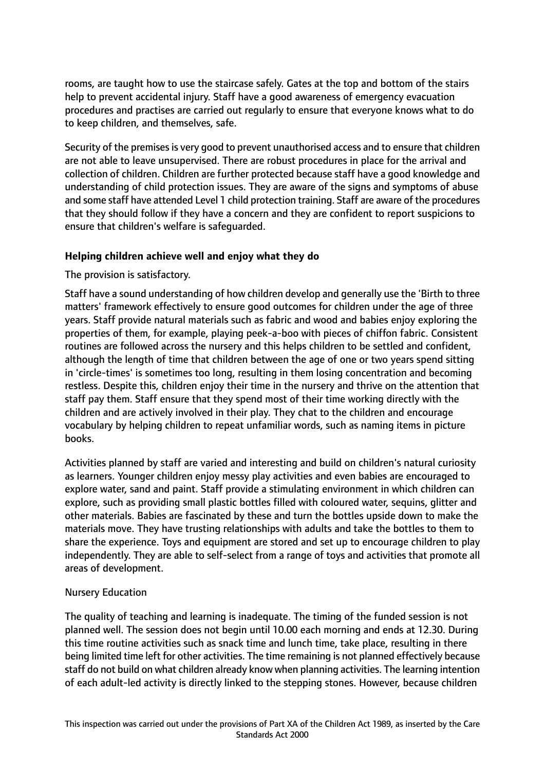rooms, are taught how to use the staircase safely. Gates at the top and bottom of the stairs help to prevent accidental injury. Staff have a good awareness of emergency evacuation procedures and practises are carried out regularly to ensure that everyone knows what to do to keep children, and themselves, safe.

Security of the premises is very good to prevent unauthorised access and to ensure that children are not able to leave unsupervised. There are robust procedures in place for the arrival and collection of children. Children are further protected because staff have a good knowledge and understanding of child protection issues. They are aware of the signs and symptoms of abuse and some staff have attended Level 1 child protection training. Staff are aware of the procedures that they should follow if they have a concern and they are confident to report suspicions to ensure that children's welfare is safeguarded.

### Helping children achieve well and enjoy what they do

The provision is satisfactory.

Staff have a sound understanding of how children develop and generally use the 'Birth to three matters' framework effectively to ensure good outcomes for children under the age of three years. Staff provide natural materials such as fabric and wood and babies enjoy exploring the properties of them, for example, playing peek-a-boo with pieces of chiffon fabric. Consistent routines are followed across the nursery and this helps children to be settled and confident, although the length of time that children between the age of one or two years spend sitting in 'circle-times' is sometimes too long, resulting in them losing concentration and becoming restless. Despite this, children enjoy their time in the nursery and thrive on the attention that staff pay them. Staff ensure that they spend most of their time working directly with the children and are actively involved in their play. They chat to the children and encourage vocabulary by helping children to repeat unfamiliar words, such as naming items in picture books.

Activities planned by staff are varied and interesting and build on children's natural curiosity as learners. Younger children enjoy messy play activities and even babies are encouraged to explore water, sand and paint. Staff provide a stimulating environment in which children can explore, such as providing small plastic bottles filled with coloured water, sequins, glitter and other materials. Babies are fascinated by these and turn the bottles upside down to make the materials move. They have trusting relationships with adults and take the bottles to them to share the experience. Toys and equipment are stored and set up to encourage children to play independently. They are able to self-select from a range of toys and activities that promote all areas of development.

Nursery Education

The quality of teaching and learning is inadequate. The timing of the funded session is not planned well. The session does not begin until 10.00 each morning and ends at 12.30. During this time routine activities such as snack time and lunch time, take place, resulting in there being limited time left for other activities. The time remaining is not planned effectively because staff do not build on what children already know when planning activities. The learning intention of each adult-led activity is directly linked to the stepping stones. However, because children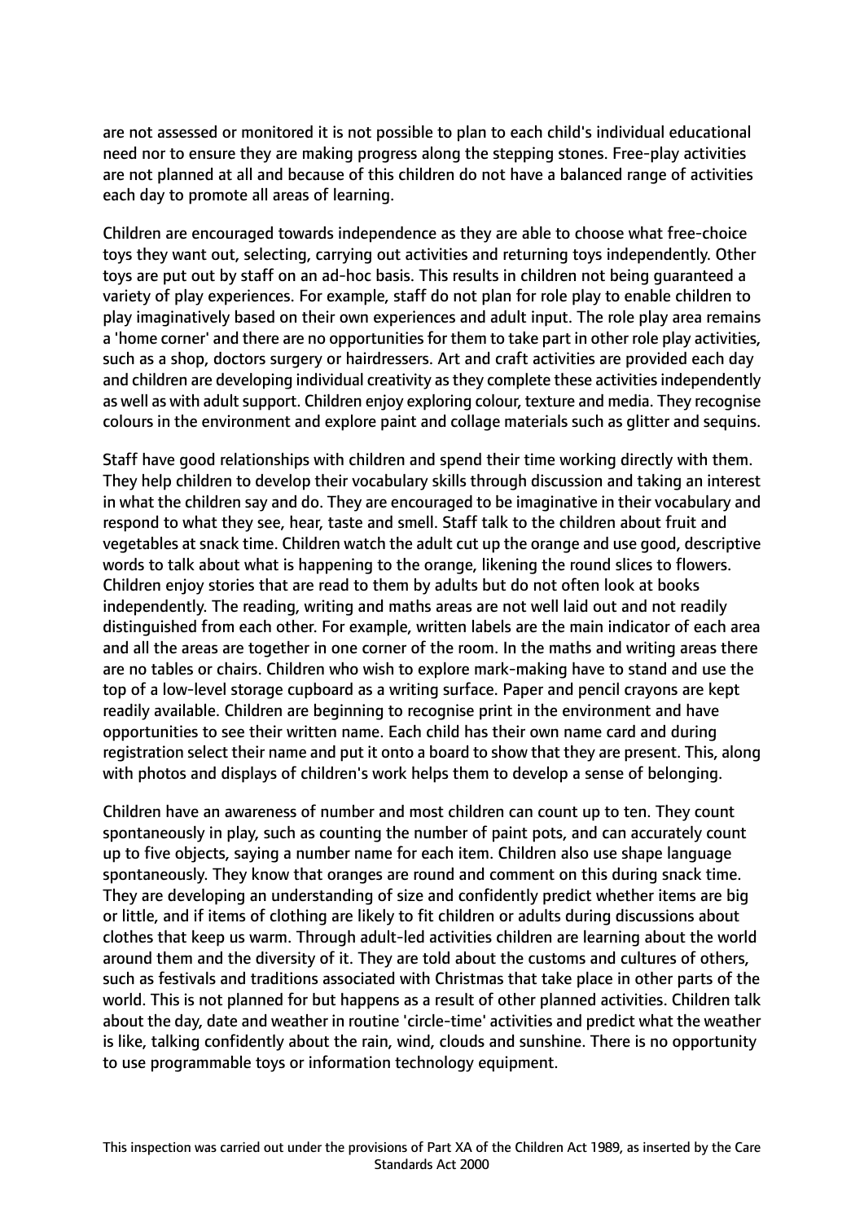are not assessed or monitored it is not possible to plan to each child's individual educational need nor to ensure they are making progress along the stepping stones. Free-play activities are not planned at all and because of this children do not have a balanced range of activities each day to promote all areas of learning.

Children are encouraged towards independence as they are able to choose what free-choice toys they want out, selecting, carrying out activities and returning toys independently. Other toys are put out by staff on an ad-hoc basis. This results in children not being guaranteed a variety of play experiences. For example, staff do not plan for role play to enable children to play imaginatively based on their own experiences and adult input. The role play area remains a 'home corner' and there are no opportunities for them to take part in other role play activities, such as a shop, doctors surgery or hairdressers. Art and craft activities are provided each day and children are developing individual creativity as they complete these activities independently as well as with adult support. Children enjoy exploring colour, texture and media. They recognise colours in the environment and explore paint and collage materials such as glitter and sequins.

Staff have good relationships with children and spend their time working directly with them. They help children to develop their vocabulary skills through discussion and taking an interest in what the children say and do. They are encouraged to be imaginative in their vocabulary and respond to what they see, hear, taste and smell. Staff talk to the children about fruit and vegetables at snack time. Children watch the adult cut up the orange and use good, descriptive words to talk about what is happening to the orange, likening the round slices to flowers. Children enjoy stories that are read to them by adults but do not often look at books independently. The reading, writing and maths areas are not well laid out and not readily distinguished from each other. For example, written labels are the main indicator of each area and all the areas are together in one corner of the room. In the maths and writing areas there are no tables or chairs. Children who wish to explore mark-making have to stand and use the top of a low-level storage cupboard as a writing surface. Paper and pencil crayons are kept readily available. Children are beginning to recognise print in the environment and have opportunities to see their written name. Each child has their own name card and during registration select their name and put it onto a board to show that they are present. This, along with photos and displays of children's work helps them to develop a sense of belonging.

Children have an awareness of number and most children can count up to ten. They count spontaneously in play, such as counting the number of paint pots, and can accurately count up to five objects, saying a number name for each item. Children also use shape language spontaneously. They know that oranges are round and comment on this during snack time. They are developing an understanding of size and confidently predict whether items are big or little, and if items of clothing are likely to fit children or adults during discussions about clothes that keep us warm. Through adult-led activities children are learning about the world around them and the diversity of it. They are told about the customs and cultures of others, such as festivals and traditions associated with Christmas that take place in other parts of the world. This is not planned for but happens as a result of other planned activities. Children talk about the day, date and weather in routine 'circle-time' activities and predict what the weather is like, talking confidently about the rain, wind, clouds and sunshine. There is no opportunity to use programmable toys or information technology equipment.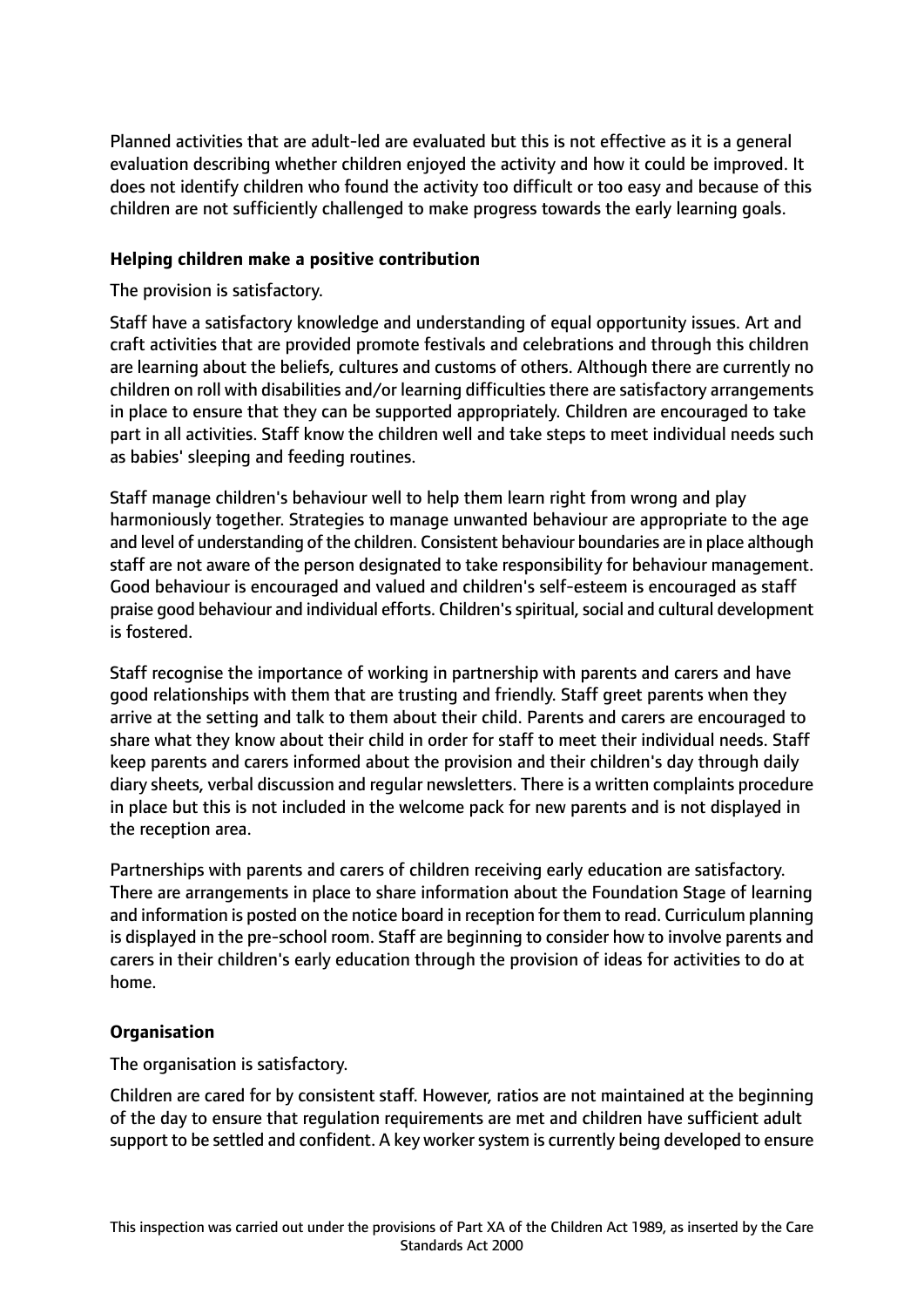Planned activities that are adult-led are evaluated but this is not effective as it is a general evaluation describing whether children enjoyed the activity and how it could be improved. It does not identify children who found the activity too difficult or too easy and because of this children are not sufficiently challenged to make progress towards the early learning goals.

**Helping children make a positive contribution**

The provision is satisfactory.

Staff have a satisfactory knowledge and understanding of equal opportunity issues. Art and craft activities that are provided promote festivals and celebrations and through this children are learning about the beliefs, cultures and customs of others. Although there are currently no children on roll with disabilities and/or learning difficulties there are satisfactory arrangements in place to ensure that they can be supported appropriately. Children are encouraged to take part in all activities. Staff know the children well and take steps to meet individual needs such as babies' sleeping and feeding routines.

Staff manage children's behaviour well to help them learn right from wrong and play harmoniously together. Strategies to manage unwanted behaviour are appropriate to the age and level of understanding of the children. Consistent behaviour boundaries are in place although staff are not aware of the person designated to take responsibility for behaviour management. Good behaviour is encouraged and valued and children's self-esteem is encouraged as staff praise good behaviour and individual efforts. Children's spiritual, social and cultural development is fostered.

Staff recognise the importance of working in partnership with parents and carers and have good relationships with them that are trusting and friendly. Staff greet parents when they arrive at the setting and talk to them about their child. Parents and carers are encouraged to share what they know about their child in order for staff to meet their individual needs. Staff keep parents and carers informed about the provision and their children's day through daily diary sheets, verbal discussion and regular newsletters. There is a written complaints procedure in place but this is not included in the welcome pack for new parents and is not displayed in the reception area.

Partnerships with parents and carers of children receiving early education are satisfactory. There are arrangements in place to share information about the Foundation Stage of learning and information is posted on the notice board in reception for them to read. Curriculum planning is displayed in the pre-school room. Staff are beginning to consider how to involve parents and carers in their children's early education through the provision of ideas for activities to do at home.

**Organisation**

The organisation is satisfactory.

Children are cared for by consistent staff. However, ratios are not maintained at the beginning of the day to ensure that regulation requirements are met and children have sufficient adult support to be settled and confident. A key worker system is currently being developed to ensure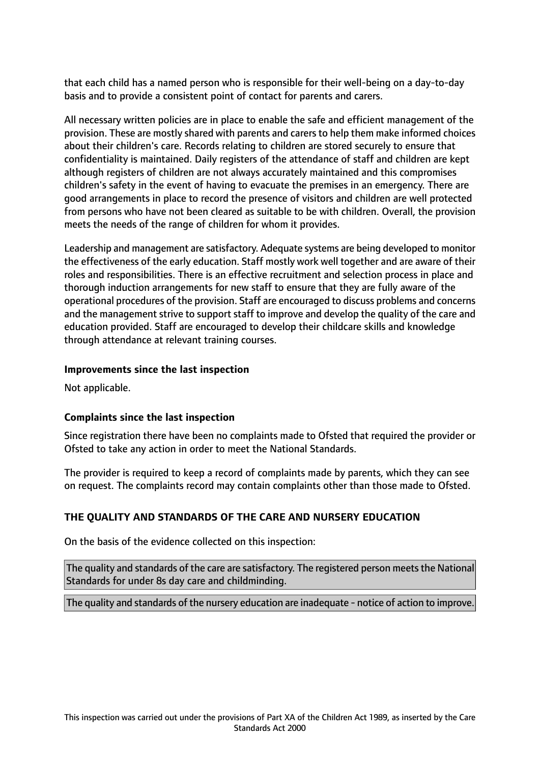that each child has a named person who is responsible for their well-being on a day-to-day basis and to provide a consistent point of contact for parents and carers.

All necessary written policies are in place to enable the safe and efficient management of the provision. These are mostly shared with parents and carers to help them make informed choices about their children's care. Records relating to children are stored securely to ensure that confidentiality is maintained. Daily registers of the attendance of staff and children are kept although registers of children are not always accurately maintained and this compromises children's safety in the event of having to evacuate the premises in an emergency. There are good arrangements in place to record the presence of visitors and children are well protected from persons who have not been cleared as suitable to be with children. Overall, the provision meets the needs of the range of children for whom it provides.

Leadership and management are satisfactory. Adequate systems are being developed to monitor the effectiveness of the early education. Staff mostly work well together and are aware of their roles and responsibilities. There is an effective recruitment and selection process in place and thorough induction arrangements for new staff to ensure that they are fully aware of the operational procedures of the provision. Staff are encouraged to discuss problems and concerns and the management strive to support staff to improve and develop the quality of the care and education provided. Staff are encouraged to develop their childcare skills and knowledge through attendance at relevant training courses.

**Improvements since the last inspection**

Not applicable.

**Complaints since the last inspection**

Since registration there have been no complaints made to Ofsted that required the provider or Ofsted to take any action in order to meet the National Standards.

The provider is required to keep a record of complaints made by parents, which they can see on request. The complaints record may contain complaints other than those made to Ofsted.

**THE QUALITY AND STANDARDS OF THE CARE AND NURSERY EDUCATION**

On the basis of the evidence collected on this inspection:

The quality and standards of the care are satisfactory. The registered person meets the National Standards for under 8s day care and childminding.

The quality and standards of the nursery education are inadequate - notice of action to improve.

This inspection was carried out under the provisions of Part XA of the Children Act 1989, as inserted by the Care Standards Act 2000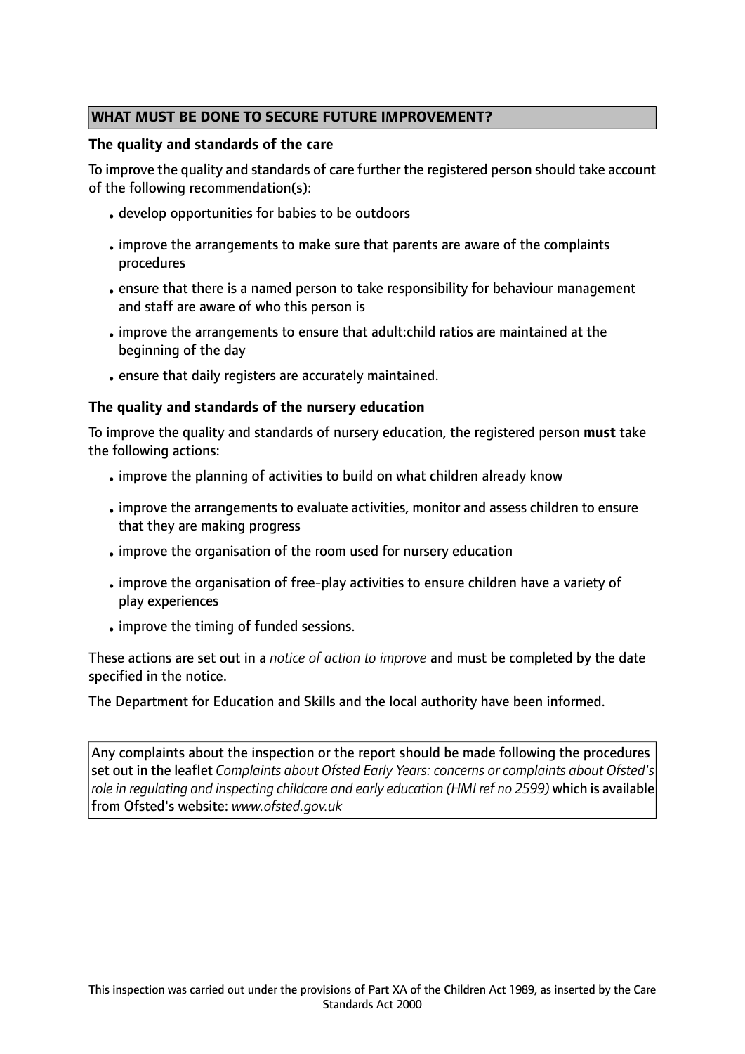## WHAT MUST BE DONE TO SECURE FUTURE IMPROVEMENT?

### The quality and standards of the care

To improve the quality and standards of care further the registered person should take account of the following recommendation(s):

- develop opportunities for babies to be outdoors
- improve the arrangements to make sure that parents are aware of the complaints procedures
- ensure that there is a named person to take responsibility for behaviour management and staff are aware of who this person is
- improve the arrangements to ensure that adult:child ratios are maintained at the beginning of the day
- ensure that daily registers are accurately maintained.

### The quality and standards of the nursery education

To improve the quality and standards of nursery education, the registered person **must** take the following actions:

- improve the planning of activities to build on what children already know
- improve the arrangements to evaluate activities, monitor and assess children to ensure that they are making progress
- improve the organisation of the room used for nursery education
- improve the organisation of free-play activities to ensure children have a variety of play experiences
- improve the timing of funded sessions.

These actions are set out in a *notice of action to improve* and must be completed by the date specified in the notice.

The Department for Education and Skills and the local authority have been informed.

Any complaints about the inspection or the report should be made following the procedures set out in the leaflet *Complaints about Ofsted Early Years: concerns or complaints about Ofsted's role in regulating and inspecting childcare and early education (HMI ref no 2599)* which is available from Ofsted's website: *www.ofsted.gov.uk*

This inspection was carried out under the provisions of Part XA of the Children Act 1989, as inserted by the Care Standards Act 2000